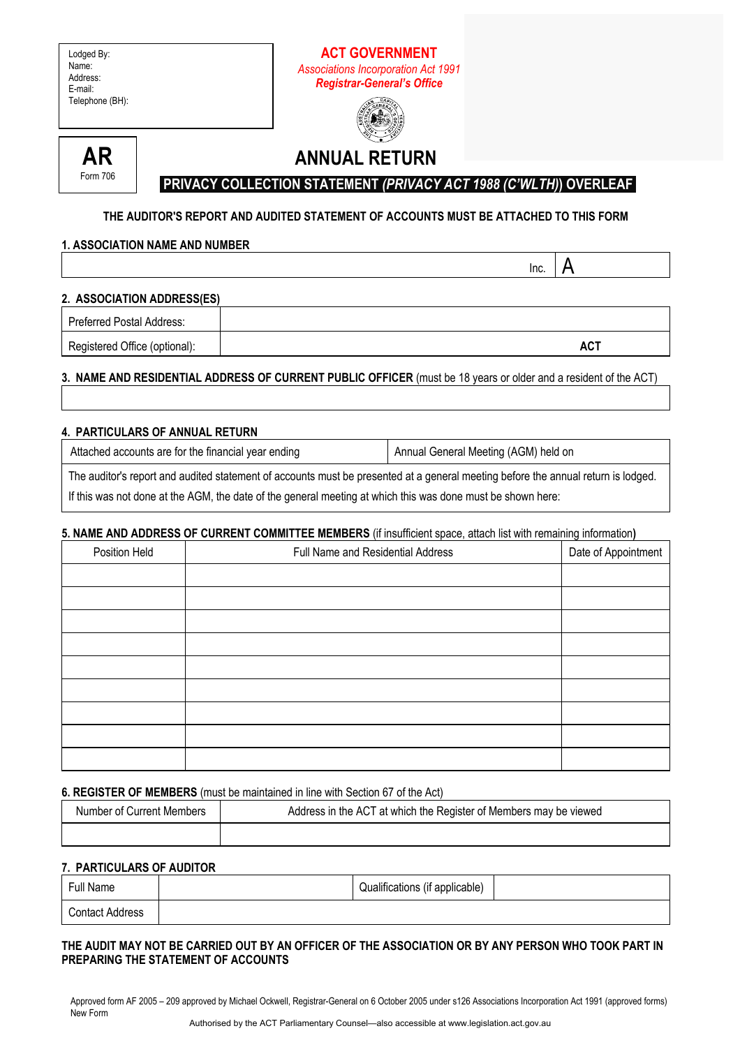Lodged By:
Name:
Address:
E-mail:
Telephone (BH):

**ACT GOVERNMENT**

*Associations Incorporation Act 1991*

***Registrar-General's Office***

**AR**

Form 706

# ANNUAL RETURN

**PRIVACY COLLECTION STATEMENT *(PRIVACY ACT 1988 (C'WLTH)*) OVERLEAF**

**THE AUDITOR'S REPORT AND AUDITED STATEMENT OF ACCOUNTS MUST BE ATTACHED TO THIS FORM**

### 1. ASSOCIATION NAME AND NUMBER

| | Inc. | A |
|---|---|---|

### 2. ASSOCIATION ADDRESS(ES)

| | |
|---|---|
| Preferred Postal Address: | |
| Registered Office (optional): | **ACT** |

### 3. NAME AND RESIDENTIAL ADDRESS OF CURRENT PUBLIC OFFICER (must be 18 years or older and a resident of the ACT)

| |
|---|
| |

### 4. PARTICULARS OF ANNUAL RETURN

| Attached accounts are for the financial year ending | Annual General Meeting (AGM) held on |
|---|---|
| The auditor's report and audited statement of accounts must be presented at a general meeting before the annual return is lodged. If this was not done at the AGM, the date of the general meeting at which this was done must be shown here: | |

### 5. NAME AND ADDRESS OF CURRENT COMMITTEE MEMBERS (if insufficient space, attach list with remaining information)

| Position Held | Full Name and Residential Address | Date of Appointment |
|---|---|---|
| | | |
| | | |
| | | |
| | | |
| | | |
| | | |
| | | |
| | | |
| | | |

### 6. REGISTER OF MEMBERS (must be maintained in line with Section 67 of the Act)

| Number of Current Members | Address in the ACT at which the Register of Members may be viewed |
|---|---|
| | |

### 7. PARTICULARS OF AUDITOR

| Full Name | | Qualifications (if applicable) | |
|---|---|---|---|
| Contact Address | | | |

**THE AUDIT MAY NOT BE CARRIED OUT BY AN OFFICER OF THE ASSOCIATION OR BY ANY PERSON WHO TOOK PART IN PREPARING THE STATEMENT OF ACCOUNTS**

Approved form AF 2005 – 209 approved by Michael Ockwell, Registrar-General on 6 October 2005 under s126 Associations Incorporation Act 1991 (approved forms)
New Form

Authorised by the ACT Parliamentary Counsel—also accessible at www.legislation.act.gov.au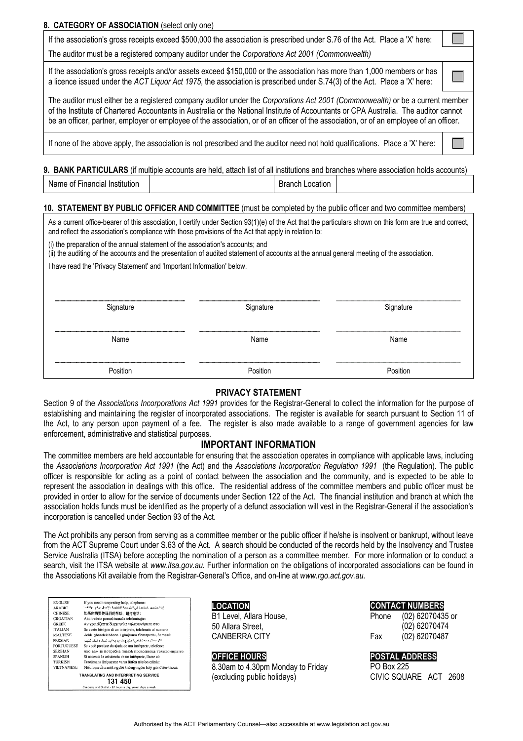## 8. CATEGORY OF ASSOCIATION (select only one)

| | |
|---|---|
| If the association's gross receipts exceed $500,000 the association is prescribed under S.76 of the Act. Place a 'X' here: | ☐ |
| The auditor must be a registered company auditor under the *Corporations Act 2001 (Commonwealth)* | |
| If the association's gross receipts and/or assets exceed $150,000 or the association has more than 1,000 members or has a licence issued under the *ACT Liquor Act 1975*, the association is prescribed under S.74(3) of the Act. Place a 'X' here: | ☐ |
| The auditor must either be a registered company auditor under the *Corporations Act 2001 (Commonwealth)* or be a current member of the Institute of Chartered Accountants in Australia or the National Institute of Accountants or CPA Australia. The auditor cannot be an officer, partner, employer or employee of the association, or of an officer of the association, or of an employee of an officer. | |
| If none of the above apply, the association is not prescribed and the auditor need not hold qualifications. Place a 'X' here: | ☐ |

## 9. BANK PARTICULARS (if multiple accounts are held, attach list of all institutions and branches where association holds accounts)

| | | | |
|---|---|---|---|
| Name of Financial Institution | | Branch Location | |

## 10. STATEMENT BY PUBLIC OFFICER AND COMMITTEE (must be completed by the public officer and two committee members)

As a current office-bearer of this association, I certify under Section 93(1)(e) of the Act that the particulars shown on this form are true and correct, and reflect the association's compliance with those provisions of the Act that apply in relation to:

(i) the preparation of the annual statement of the association's accounts; and
(ii) the auditing of the accounts and the presentation of audited statement of accounts at the annual general meeting of the association.

I have read the 'Privacy Statement' and 'Important Information' below.

| | | |
|---|---|---|
| ........................ Signature | ........................ Signature | ........................ Signature |
| ........................ Name | ........................ Name | ........................ Name |
| ........................ Position | ........................ Position | ........................ Position |

## PRIVACY STATEMENT

Section 9 of the *Associations Incorporations Act 1991* provides for the Registrar-General to collect the information for the purpose of establishing and maintaining the register of incorporated associations. The register is available for search pursuant to Section 11 of the Act, to any person upon payment of a fee. The register is also made available to a range of government agencies for law enforcement, administrative and statistical purposes.

## IMPORTANT INFORMATION

The committee members are held accountable for ensuring that the association operates in compliance with applicable laws, including the *Associations Incorporation Act 1991* (the Act) and the *Associations Incorporation Regulation 1991* (the Regulation). The public officer is responsible for acting as a point of contact between the association and the community, and is expected to be able to represent the association in dealings with this office. The residential address of the committee members and public officer must be provided in order to allow for the service of documents under Section 122 of the Act. The financial institution and branch at which the association holds funds must be identified as the property of a defunct association will vest in the Registrar-General if the association's incorporation is cancelled under Section 93 of the Act.

The Act prohibits any person from serving as a committee member or the public officer if he/she is insolvent or bankrupt, without leave from the ACT Supreme Court under S.63 of the Act. A search should be conducted of the records held by the Insolvency and Trustee Service Australia (ITSA) before accepting the nomination of a person as a committee member. For more information or to conduct a search, visit the ITSA website at *www.itsa.gov.au.* Further information on the obligations of incorporated associations can be found in the Associations Kit available from the Registrar-General's Office, and on-line at *www.rgo.act.gov.au.*

| | |
|---|---|
| ENGLISH | If you need interpreting help, telephone: |
| ARABIC | إذا احتجت لمساعدة في الترجمة الشفوية ، إتصل برقم الهاتف: |
| CHINESE | 如果你需要传译员的帮助，请打电话： |
| CROATIAN | Ako trebate pomoć tumača telefonirajte: |
| GREEK | Αν χρειάζεστε διερμηνέα τηλεφωνήσετε στο |
| ITALIAN | Se avete bisogno di un interprete, telefonate al numero: |
| MALTESE | Jekk għandek bżonn l-għajnuna t'interpretu, ċempel: |
| PERSIAN | اگر به ترجمه شفاهی احتیاج دارید به این شماره تلفن کنید: |
| PORTUGUESE | Se você precisar da ajuda de um intérprete, telefone: |
| SERBIAN | Ако вам је потребна помоћ преводиоца телефонирајте: |
| SPANISH | Si necesita la asistencia de un intérprete, llame al: |
| TURKISH | Tercümana ihtiyacınız varsa lütfen telefon ediniz: |
| VIETNAMESE | Nếu bạn cần một người thông-ngôn hãy gọi điện-thoại: |

**TRANSLATING AND INTERPRETING SERVICE**
**131 450**
Canberra and District - 24 hours a day, seven days a week

**LOCATION**
B1 Level, Allara House,
50 Allara Street,
CANBERRA CITY

**OFFICE HOURS**
8.30am to 4.30pm Monday to Friday
(excluding public holidays)

**CONTACT NUMBERS**
Phone (02) 62070435 or
(02) 62070474
Fax (02) 62070487

**POSTAL ADDRESS**
PO Box 225
CIVIC SQUARE ACT 2608

Authorised by the ACT Parliamentary Counsel—also accessible at www.legislation.act.gov.au